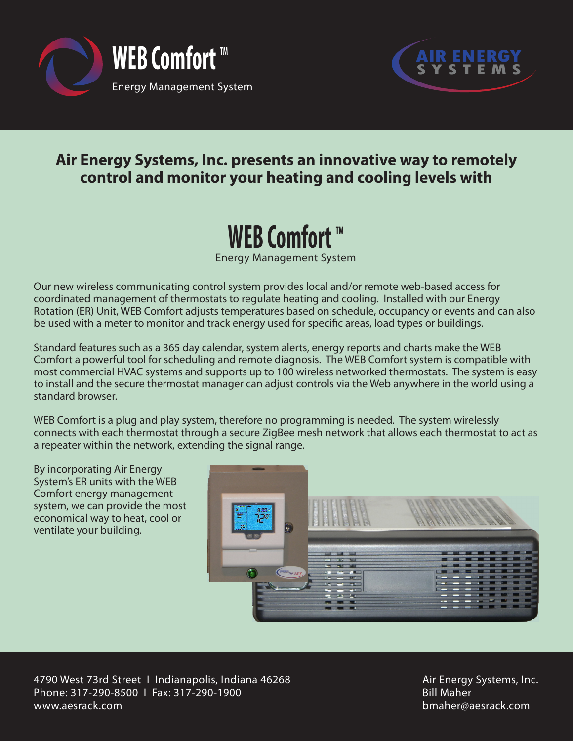# WEB Comfort™

Energy Management System

AIR ENERGY SYSTEMS

## Air Energy Systems, Inc. presents an innovative way to remotely control and monitor your heating and cooling levels with

# WEB Comfort™

Energy Management System

Our new wireless communicating control system provides local and/or remote web-based access for coordinated management of thermostats to regulate heating and cooling. Installed with our Energy Rotation (ER) Unit, WEB Comfort adjusts temperatures based on schedule, occupancy or events and can also be used with a meter to monitor and track energy used for specific areas, load types or buildings.

Standard features such as a 365 day calendar, system alerts, energy reports and charts make the WEB Comfort a powerful tool for scheduling and remote diagnosis. The WEB Comfort system is compatible with most commercial HVAC systems and supports up to 100 wireless networked thermostats. The system is easy to install and the secure thermostat manager can adjust controls via the Web anywhere in the world using a standard browser.

WEB Comfort is a plug and play system, therefore no programming is needed. The system wirelessly connects with each thermostat through a secure ZigBee mesh network that allows each thermostat to act as a repeater within the network, extending the signal range.

By incorporating Air Energy System's ER units with the WEB Comfort energy management system, we can provide the most economical way to heat, cool or ventilate your building.

4790 West 73rd Street I Indianapolis, Indiana 46268
Phone: 317-290-8500 I Fax: 317-290-1900
www.aesrack.com

Air Energy Systems, Inc.
Bill Maher
bmaher@aesrack.com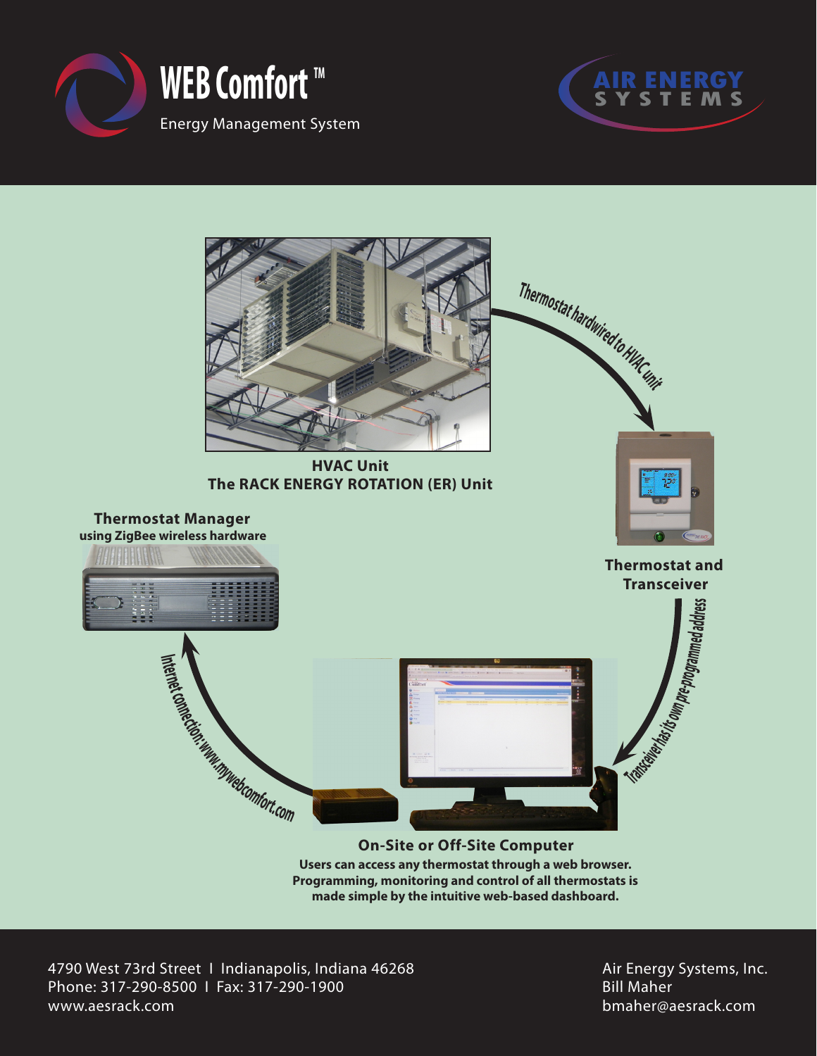# WEB Comfort™

Energy Management System

AIR ENERGY SYSTEMS

Thermostat hardwired to HVAC unit

**HVAC Unit**
**The RACK ENERGY ROTATION (ER) Unit**

**Thermostat Manager**
**using ZigBee wireless hardware**

**Thermostat and Transceiver**

Transceiver has its own pre-programmed address

Internet connection: www.mywebcomfort.com

**On-Site or Off-Site Computer**

**Users can access any thermostat through a web browser. Programming, monitoring and control of all thermostats is made simple by the intuitive web-based dashboard.**

4790 West 73rd Street I Indianapolis, Indiana 46268
Phone: 317-290-8500 I Fax: 317-290-1900
www.aesrack.com

Air Energy Systems, Inc.
Bill Maher
bmaher@aesrack.com